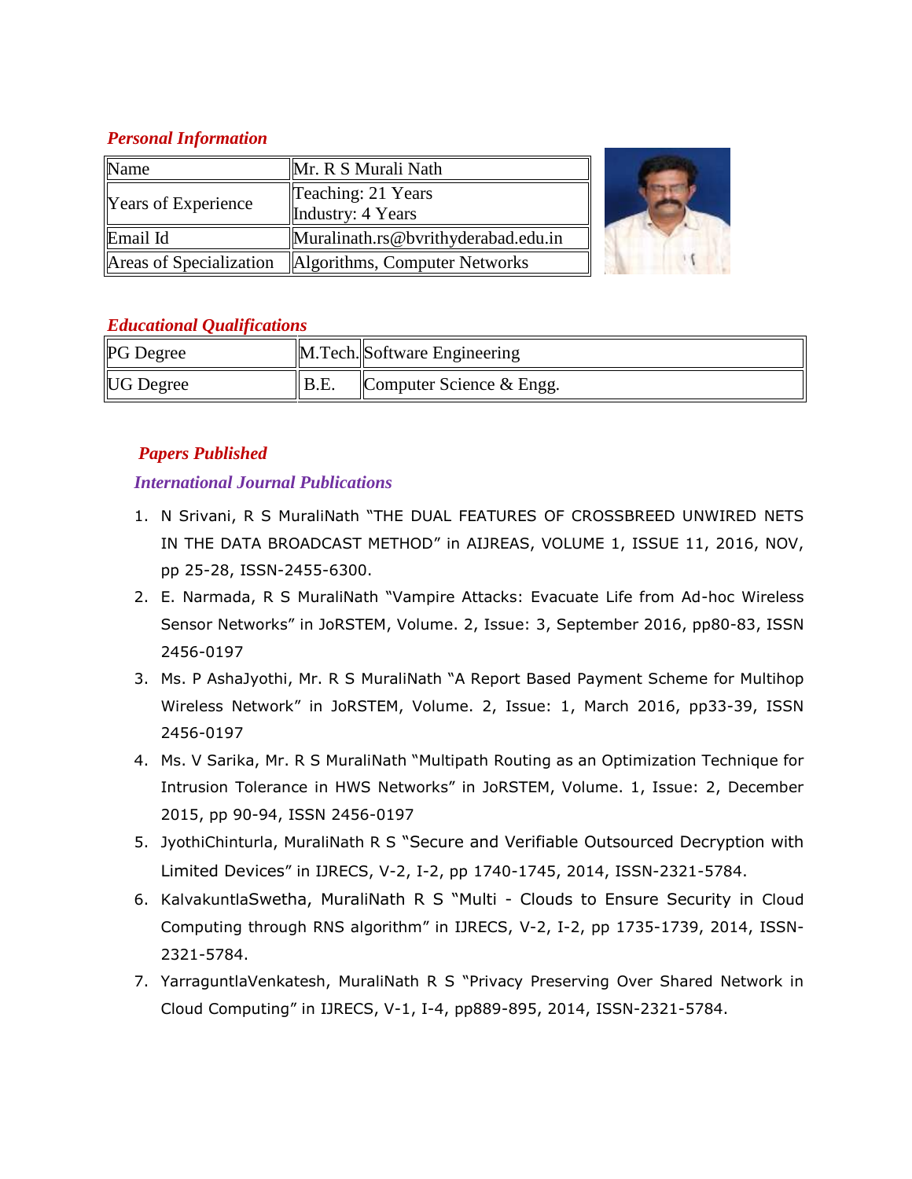### *Personal Information*

| | |
|---|---|
| Name | Mr. R S Murali Nath |
| Years of Experience | Teaching: 21 Years<br>Industry: 4 Years |
| Email Id | Muralinath.rs@bvrithyderabad.edu.in |
| Areas of Specialization | Algorithms, Computer Networks |

### *Educational Qualifications*

| | | |
|---|---|---|
| PG Degree | M.Tech. | Software Engineering |
| UG Degree | B.E. | Computer Science & Engg. |

### *Papers Published*

#### *International Journal Publications*

1. N Srivani, R S MuraliNath "THE DUAL FEATURES OF CROSSBREED UNWIRED NETS IN THE DATA BROADCAST METHOD" in AIJREAS, VOLUME 1, ISSUE 11, 2016, NOV, pp 25-28, ISSN-2455-6300.
2. E. Narmada, R S MuraliNath "Vampire Attacks: Evacuate Life from Ad-hoc Wireless Sensor Networks" in JoRSTEM, Volume. 2, Issue: 3, September 2016, pp80-83, ISSN 2456-0197
3. Ms. P AshaJyothi, Mr. R S MuraliNath "A Report Based Payment Scheme for Multihop Wireless Network" in JoRSTEM, Volume. 2, Issue: 1, March 2016, pp33-39, ISSN 2456-0197
4. Ms. V Sarika, Mr. R S MuraliNath "Multipath Routing as an Optimization Technique for Intrusion Tolerance in HWS Networks" in JoRSTEM, Volume. 1, Issue: 2, December 2015, pp 90-94, ISSN 2456-0197
5. JyothiChinturla, MuraliNath R S "Secure and Verifiable Outsourced Decryption with Limited Devices" in IJRECS, V-2, I-2, pp 1740-1745, 2014, ISSN-2321-5784.
6. KalvakuntlaSwetha, MuraliNath R S "Multi - Clouds to Ensure Security in Cloud Computing through RNS algorithm" in IJRECS, V-2, I-2, pp 1735-1739, 2014, ISSN-2321-5784.
7. YarraguntlaVenkatesh, MuraliNath R S "Privacy Preserving Over Shared Network in Cloud Computing" in IJRECS, V-1, I-4, pp889-895, 2014, ISSN-2321-5784.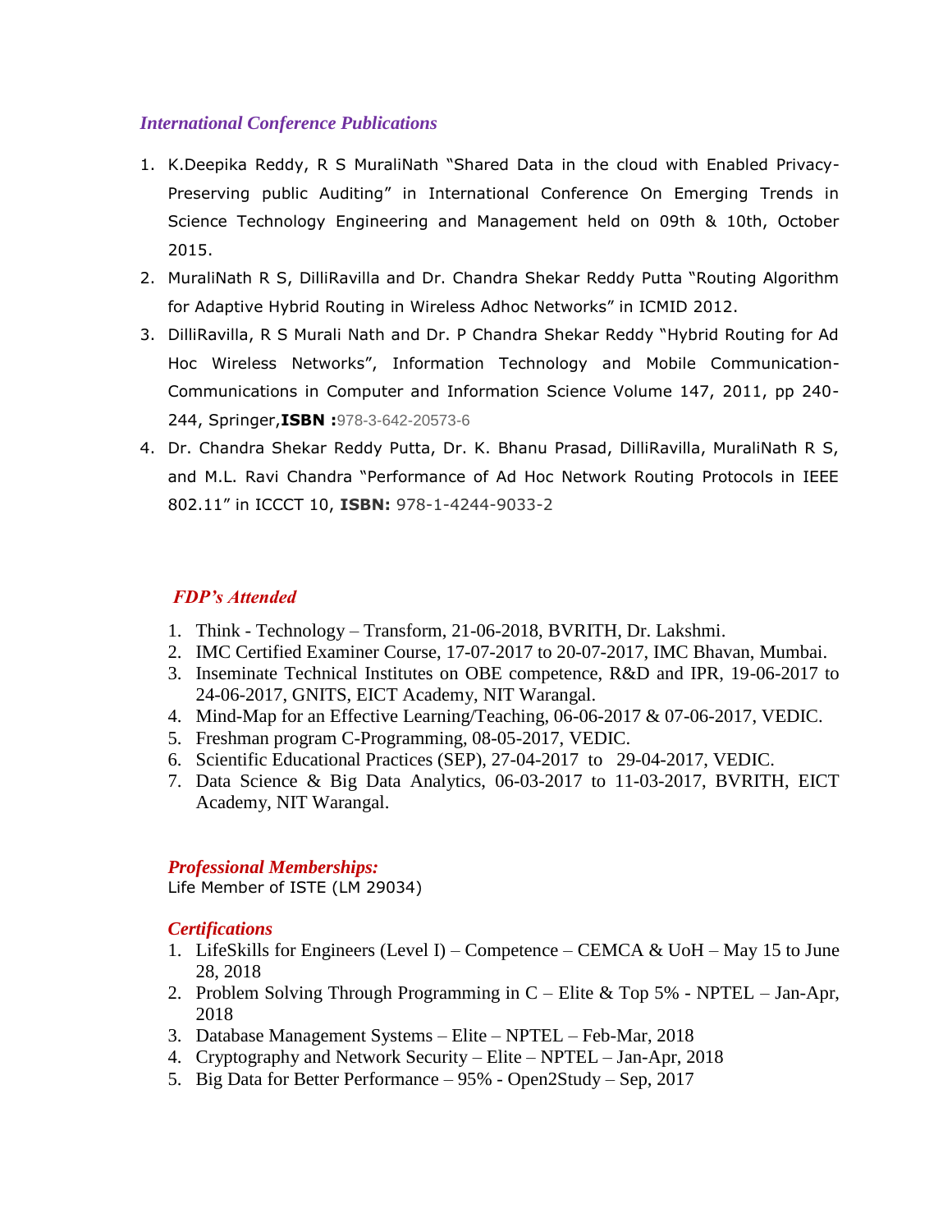### *International Conference Publications*

1. K.Deepika Reddy, R S MuraliNath "Shared Data in the cloud with Enabled Privacy-Preserving public Auditing" in International Conference On Emerging Trends in Science Technology Engineering and Management held on 09th & 10th, October 2015.
2. MuraliNath R S, DilliRavilla and Dr. Chandra Shekar Reddy Putta "Routing Algorithm for Adaptive Hybrid Routing in Wireless Adhoc Networks" in ICMID 2012.
3. DilliRavilla, R S Murali Nath and Dr. P Chandra Shekar Reddy "Hybrid Routing for Ad Hoc Wireless Networks", Information Technology and Mobile Communication-Communications in Computer and Information Science Volume 147, 2011, pp 240-244, Springer,**ISBN :**978-3-642-20573-6
4. Dr. Chandra Shekar Reddy Putta, Dr. K. Bhanu Prasad, DilliRavilla, MuraliNath R S, and M.L. Ravi Chandra "Performance of Ad Hoc Network Routing Protocols in IEEE 802.11" in ICCCT 10, **ISBN:** 978-1-4244-9033-2

### *FDP's Attended*

1. Think - Technology – Transform, 21-06-2018, BVRITH, Dr. Lakshmi.
2. IMC Certified Examiner Course, 17-07-2017 to 20-07-2017, IMC Bhavan, Mumbai.
3. Inseminate Technical Institutes on OBE competence, R&D and IPR, 19-06-2017 to 24-06-2017, GNITS, EICT Academy, NIT Warangal.
4. Mind-Map for an Effective Learning/Teaching, 06-06-2017 & 07-06-2017, VEDIC.
5. Freshman program C-Programming, 08-05-2017, VEDIC.
6. Scientific Educational Practices (SEP), 27-04-2017 to 29-04-2017, VEDIC.
7. Data Science & Big Data Analytics, 06-03-2017 to 11-03-2017, BVRITH, EICT Academy, NIT Warangal.

### *Professional Memberships:*

Life Member of ISTE (LM 29034)

### *Certifications*

1. LifeSkills for Engineers (Level I) – Competence – CEMCA & UoH – May 15 to June 28, 2018
2. Problem Solving Through Programming in C – Elite & Top 5% - NPTEL – Jan-Apr, 2018
3. Database Management Systems – Elite – NPTEL – Feb-Mar, 2018
4. Cryptography and Network Security – Elite – NPTEL – Jan-Apr, 2018
5. Big Data for Better Performance – 95% - Open2Study – Sep, 2017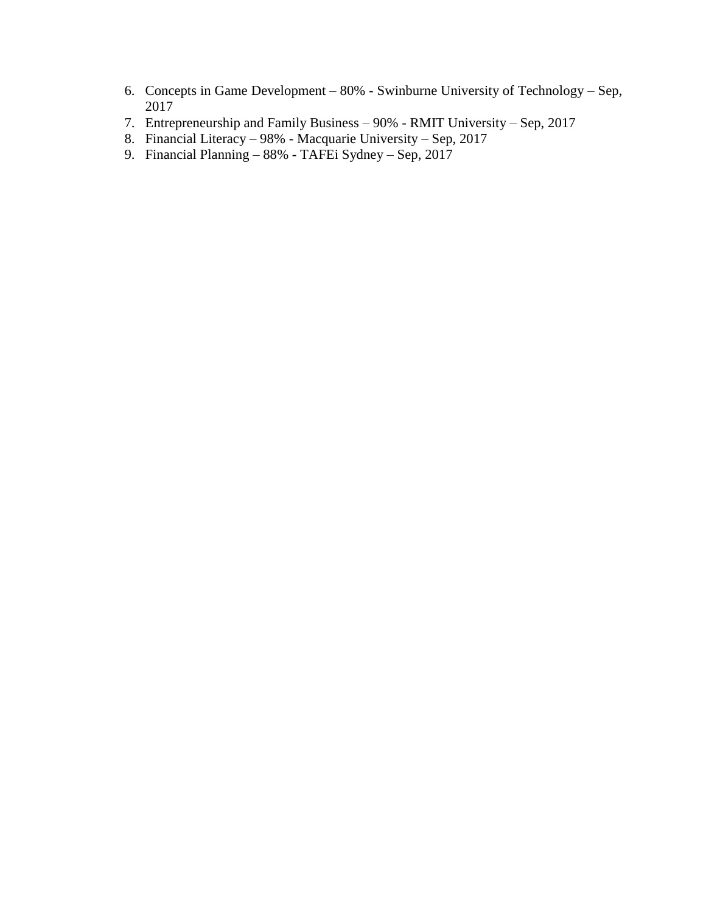6. Concepts in Game Development – 80% - Swinburne University of Technology – Sep, 2017
7. Entrepreneurship and Family Business – 90% - RMIT University – Sep, 2017
8. Financial Literacy – 98% - Macquarie University – Sep, 2017
9. Financial Planning – 88% - TAFEi Sydney – Sep, 2017